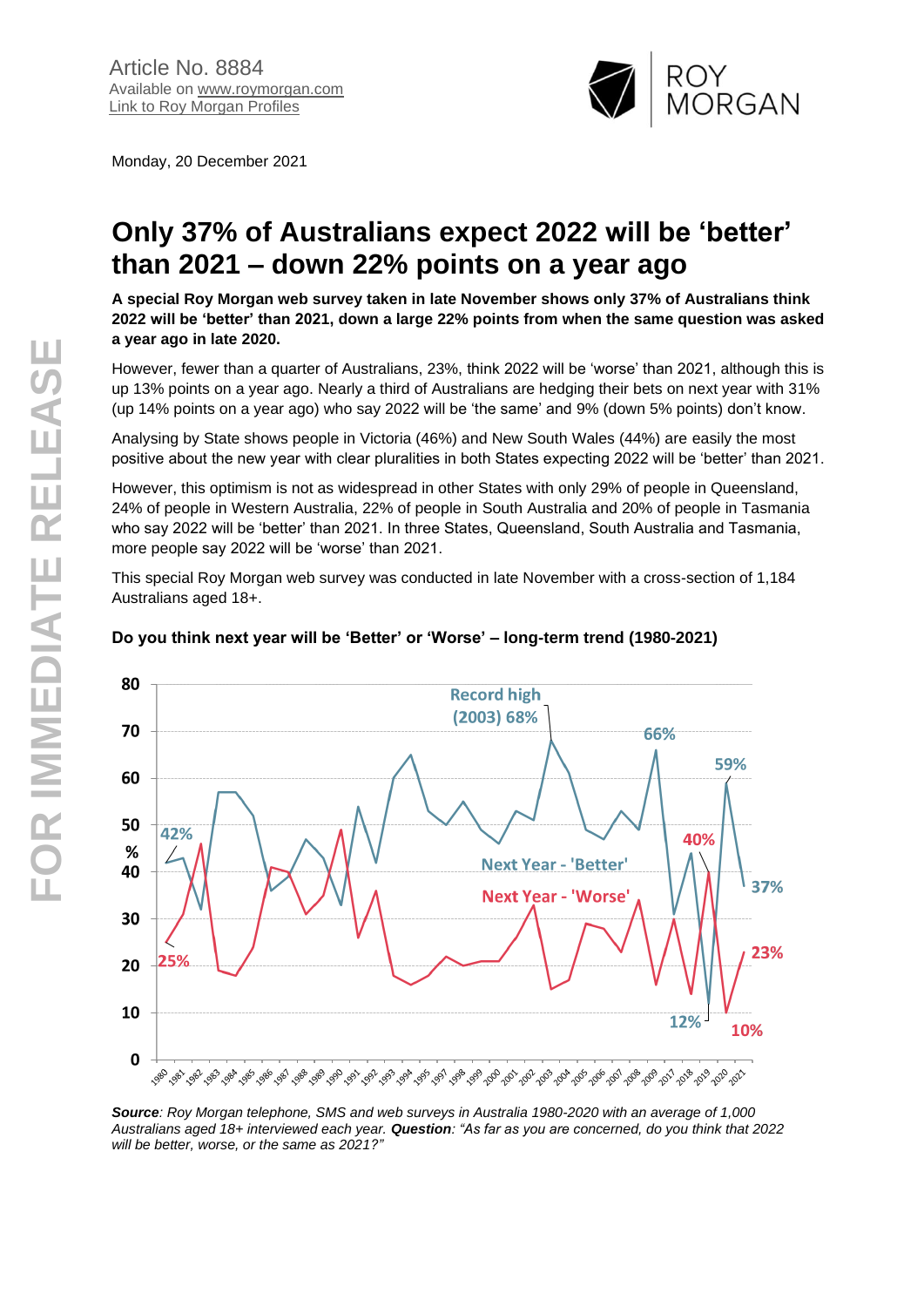Article No. 8884
Available on www.roymorgan.com
Link to Roy Morgan Profiles

Monday, 20 December 2021

# Only 37% of Australians expect 2022 will be 'better' than 2021 – down 22% points on a year ago

**A special Roy Morgan web survey taken in late November shows only 37% of Australians think 2022 will be 'better' than 2021, down a large 22% points from when the same question was asked a year ago in late 2020.**

However, fewer than a quarter of Australians, 23%, think 2022 will be 'worse' than 2021, although this is up 13% points on a year ago. Nearly a third of Australians are hedging their bets on next year with 31% (up 14% points on a year ago) who say 2022 will be 'the same' and 9% (down 5% points) don't know.

Analysing by State shows people in Victoria (46%) and New South Wales (44%) are easily the most positive about the new year with clear pluralities in both States expecting 2022 will be 'better' than 2021.

However, this optimism is not as widespread in other States with only 29% of people in Queensland, 24% of people in Western Australia, 22% of people in South Australia and 20% of people in Tasmania who say 2022 will be 'better' than 2021. In three States, Queensland, South Australia and Tasmania, more people say 2022 will be 'worse' than 2021.

This special Roy Morgan web survey was conducted in late November with a cross-section of 1,184 Australians aged 18+.

**Do you think next year will be 'Better' or 'Worse' – long-term trend (1980-2021)**

*Source: Roy Morgan telephone, SMS and web surveys in Australia 1980-2020 with an average of 1,000 Australians aged 18+ interviewed each year.* ***Question****: "As far as you are concerned, do you think that 2022 will be better, worse, or the same as 2021?"*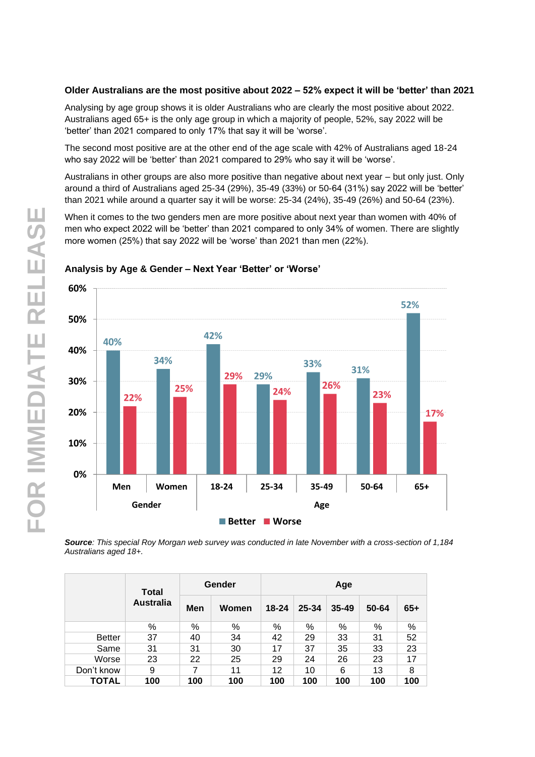### Older Australians are the most positive about 2022 – 52% expect it will be 'better' than 2021

Analysing by age group shows it is older Australians who are clearly the most positive about 2022. Australians aged 65+ is the only age group in which a majority of people, 52%, say 2022 will be 'better' than 2021 compared to only 17% that say it will be 'worse'.

The second most positive are at the other end of the age scale with 42% of Australians aged 18-24 who say 2022 will be 'better' than 2021 compared to 29% who say it will be 'worse'.

Australians in other groups are also more positive than negative about next year – but only just. Only around a third of Australians aged 25-34 (29%), 35-49 (33%) or 50-64 (31%) say 2022 will be 'better' than 2021 while around a quarter say it will be worse: 25-34 (24%), 35-49 (26%) and 50-64 (23%).

When it comes to the two genders men are more positive about next year than women with 40% of men who expect 2022 will be 'better' than 2021 compared to only 34% of women. There are slightly more women (25%) that say 2022 will be 'worse' than 2021 than men (22%).

**Analysis by Age & Gender – Next Year 'Better' or 'Worse'**

| | Gender | | Age | | | | |
|---|---|---|---|---|---|---|---|
| | Men | Women | 18-24 | 25-34 | 35-49 | 50-64 | 65+ |
| Better | 40% | 34% | 42% | 29% | 33% | 31% | 52% |
| Worse | 22% | 25% | 29% | 24% | 26% | 23% | 17% |

*Source: This special Roy Morgan web survey was conducted in late November with a cross-section of 1,184 Australians aged 18+.*

| | Total Australia | Gender | | Age | | | | |
|---|---|---|---|---|---|---|---|---|
| | | Men | Women | 18-24 | 25-34 | 35-49 | 50-64 | 65+ |
| | % | % | % | % | % | % | % | % |
| Better | 37 | 40 | 34 | 42 | 29 | 33 | 31 | 52 |
| Same | 31 | 31 | 30 | 17 | 37 | 35 | 33 | 23 |
| Worse | 23 | 22 | 25 | 29 | 24 | 26 | 23 | 17 |
| Don't know | 9 | 7 | 11 | 12 | 10 | 6 | 13 | 8 |
| **TOTAL** | **100** | **100** | **100** | **100** | **100** | **100** | **100** | **100** |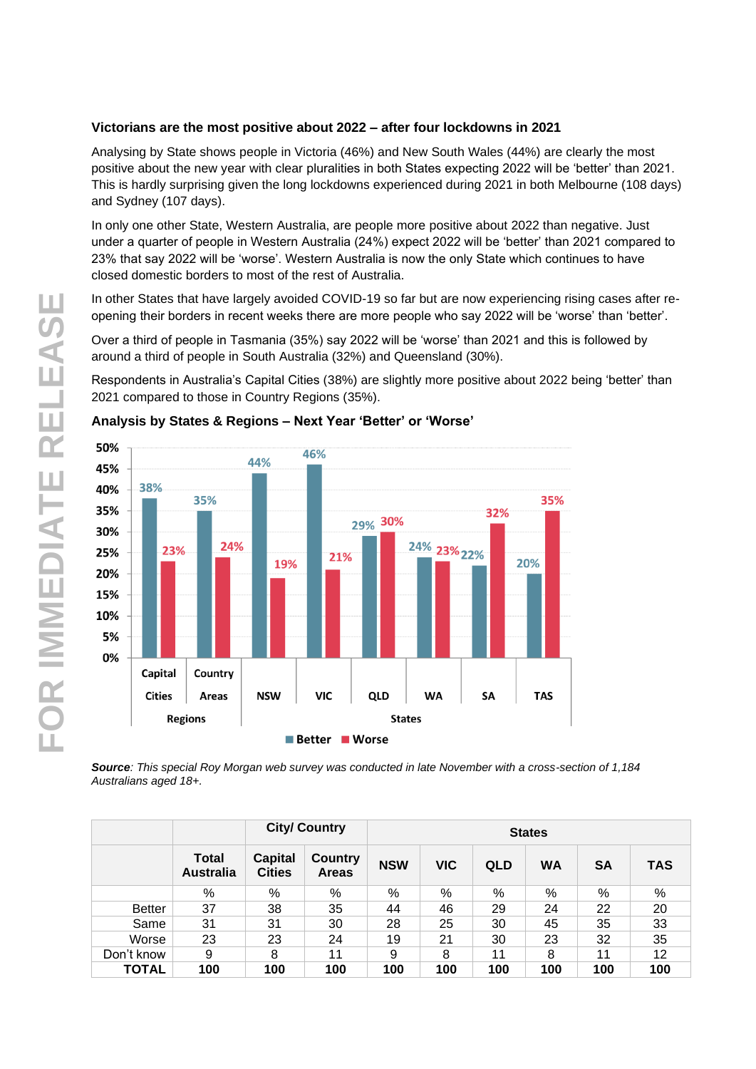### Victorians are the most positive about 2022 – after four lockdowns in 2021

Analysing by State shows people in Victoria (46%) and New South Wales (44%) are clearly the most positive about the new year with clear pluralities in both States expecting 2022 will be 'better' than 2021. This is hardly surprising given the long lockdowns experienced during 2021 in both Melbourne (108 days) and Sydney (107 days).

In only one other State, Western Australia, are people more positive about 2022 than negative. Just under a quarter of people in Western Australia (24%) expect 2022 will be 'better' than 2021 compared to 23% that say 2022 will be 'worse'. Western Australia is now the only State which continues to have closed domestic borders to most of the rest of Australia.

In other States that have largely avoided COVID-19 so far but are now experiencing rising cases after re-opening their borders in recent weeks there are more people who say 2022 will be 'worse' than 'better'.

Over a third of people in Tasmania (35%) say 2022 will be 'worse' than 2021 and this is followed by around a third of people in South Australia (32%) and Queensland (30%).

Respondents in Australia's Capital Cities (38%) are slightly more positive about 2022 being 'better' than 2021 compared to those in Country Regions (35%).

### Analysis by States & Regions – Next Year 'Better' or 'Worse'

| | Capital Cities | Country Areas | NSW | VIC | QLD | WA | SA | TAS |
|---|---|---|---|---|---|---|---|---|
| Better | 38% | 35% | 44% | 46% | 29% | 24% | 22% | 20% |
| Worse | 23% | 24% | 19% | 21% | 30% | 23% | 32% | 35% |

*__Source__: This special Roy Morgan web survey was conducted in late November with a cross-section of 1,184 Australians aged 18+.*

| | | City/ Country | | States | | | | | |
|---|---|---|---|---|---|---|---|---|---|
| | **Total Australia** | **Capital Cities** | **Country Areas** | **NSW** | **VIC** | **QLD** | **WA** | **SA** | **TAS** |
| | % | % | % | % | % | % | % | % | % |
| Better | 37 | 38 | 35 | 44 | 46 | 29 | 24 | 22 | 20 |
| Same | 31 | 31 | 30 | 28 | 25 | 30 | 45 | 35 | 33 |
| Worse | 23 | 23 | 24 | 19 | 21 | 30 | 23 | 32 | 35 |
| Don't know | 9 | 8 | 11 | 9 | 8 | 11 | 8 | 11 | 12 |
| **TOTAL** | **100** | **100** | **100** | **100** | **100** | **100** | **100** | **100** | **100** |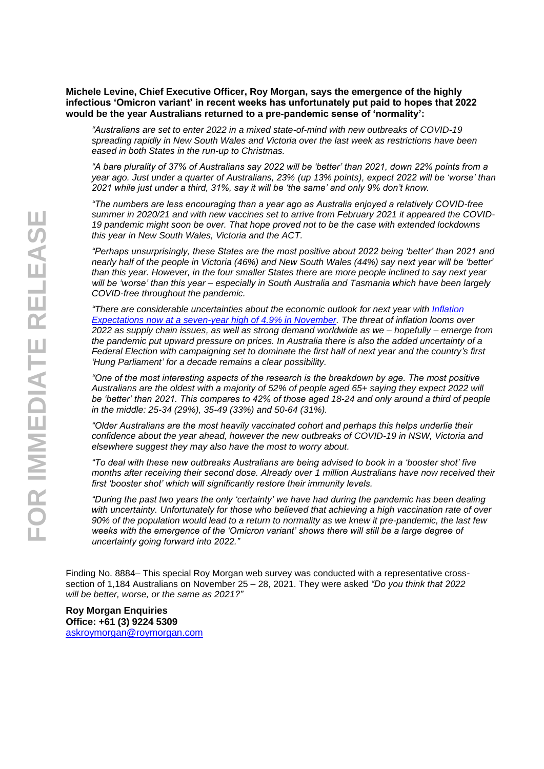**Michele Levine, Chief Executive Officer, Roy Morgan, says the emergence of the highly infectious 'Omicron variant' in recent weeks has unfortunately put paid to hopes that 2022 would be the year Australians returned to a pre-pandemic sense of 'normality':**

*"Australians are set to enter 2022 in a mixed state-of-mind with new outbreaks of COVID-19 spreading rapidly in New South Wales and Victoria over the last week as restrictions have been eased in both States in the run-up to Christmas.*

*"A bare plurality of 37% of Australians say 2022 will be 'better' than 2021, down 22% points from a year ago. Just under a quarter of Australians, 23% (up 13% points), expect 2022 will be 'worse' than 2021 while just under a third, 31%, say it will be 'the same' and only 9% don't know.*

*"The numbers are less encouraging than a year ago as Australia enjoyed a relatively COVID-free summer in 2020/21 and with new vaccines set to arrive from February 2021 it appeared the COVID-19 pandemic might soon be over. That hope proved not to be the case with extended lockdowns this year in New South Wales, Victoria and the ACT.*

*"Perhaps unsurprisingly, these States are the most positive about 2022 being 'better' than 2021 and nearly half of the people in Victoria (46%) and New South Wales (44%) say next year will be 'better' than this year. However, in the four smaller States there are more people inclined to say next year will be 'worse' than this year – especially in South Australia and Tasmania which have been largely COVID-free throughout the pandemic.*

*"There are considerable uncertainties about the economic outlook for next year with [Inflation Expectations now at a seven-year high of 4.9% in November](). The threat of inflation looms over 2022 as supply chain issues, as well as strong demand worldwide as we – hopefully – emerge from the pandemic put upward pressure on prices. In Australia there is also the added uncertainty of a Federal Election with campaigning set to dominate the first half of next year and the country's first 'Hung Parliament' for a decade remains a clear possibility.*

*"One of the most interesting aspects of the research is the breakdown by age. The most positive Australians are the oldest with a majority of 52% of people aged 65+ saying they expect 2022 will be 'better' than 2021. This compares to 42% of those aged 18-24 and only around a third of people in the middle: 25-34 (29%), 35-49 (33%) and 50-64 (31%).*

*"Older Australians are the most heavily vaccinated cohort and perhaps this helps underlie their confidence about the year ahead, however the new outbreaks of COVID-19 in NSW, Victoria and elsewhere suggest they may also have the most to worry about.*

*"To deal with these new outbreaks Australians are being advised to book in a 'booster shot' five months after receiving their second dose. Already over 1 million Australians have now received their first 'booster shot' which will significantly restore their immunity levels.*

*"During the past two years the only 'certainty' we have had during the pandemic has been dealing with uncertainty. Unfortunately for those who believed that achieving a high vaccination rate of over 90% of the population would lead to a return to normality as we knew it pre-pandemic, the last few weeks with the emergence of the 'Omicron variant' shows there will still be a large degree of uncertainty going forward into 2022."*

Finding No. 8884– This special Roy Morgan web survey was conducted with a representative cross-section of 1,184 Australians on November 25 – 28, 2021. They were asked *"Do you think that 2022 will be better, worse, or the same as 2021?"*

**Roy Morgan Enquiries**
**Office: +61 (3) 9224 5309**
askroymorgan@roymorgan.com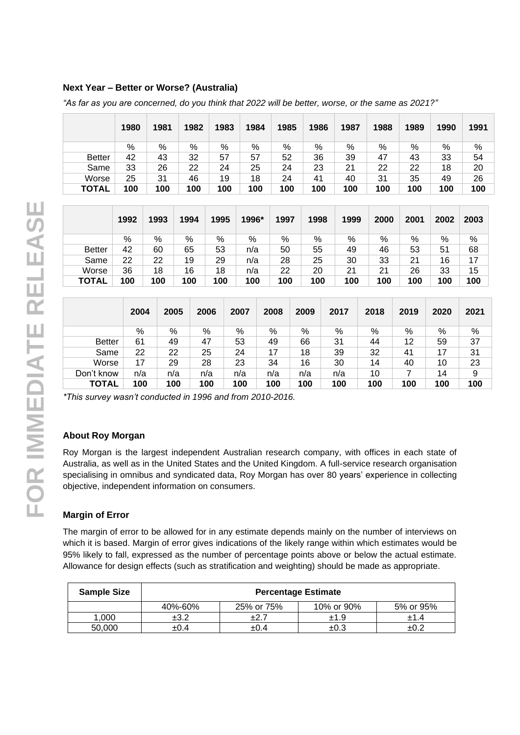**Next Year – Better or Worse? (Australia)**

*"As far as you are concerned, do you think that 2022 will be better, worse, or the same as 2021?"*

| | 1980 | 1981 | 1982 | 1983 | 1984 | 1985 | 1986 | 1987 | 1988 | 1989 | 1990 | 1991 |
|---|---|---|---|---|---|---|---|---|---|---|---|---|
| | % | % | % | % | % | % | % | % | % | % | % | % |
| Better | 42 | 43 | 32 | 57 | 57 | 52 | 36 | 39 | 47 | 43 | 33 | 54 |
| Same | 33 | 26 | 22 | 24 | 25 | 24 | 23 | 21 | 22 | 22 | 18 | 20 |
| Worse | 25 | 31 | 46 | 19 | 18 | 24 | 41 | 40 | 31 | 35 | 49 | 26 |
| **TOTAL** | **100** | **100** | **100** | **100** | **100** | **100** | **100** | **100** | **100** | **100** | **100** | **100** |

| | 1992 | 1993 | 1994 | 1995 | 1996* | 1997 | 1998 | 1999 | 2000 | 2001 | 2002 | 2003 |
|---|---|---|---|---|---|---|---|---|---|---|---|---|
| | % | % | % | % | % | % | % | % | % | % | % | % |
| Better | 42 | 60 | 65 | 53 | n/a | 50 | 55 | 49 | 46 | 53 | 51 | 68 |
| Same | 22 | 22 | 19 | 29 | n/a | 28 | 25 | 30 | 33 | 21 | 16 | 17 |
| Worse | 36 | 18 | 16 | 18 | n/a | 22 | 20 | 21 | 21 | 26 | 33 | 15 |
| **TOTAL** | **100** | **100** | **100** | **100** | **100** | **100** | **100** | **100** | **100** | **100** | **100** | **100** |

| | 2004 | 2005 | 2006 | 2007 | 2008 | 2009 | 2017 | 2018 | 2019 | 2020 | 2021 |
|---|---|---|---|---|---|---|---|---|---|---|---|
| | % | % | % | % | % | % | % | % | % | % | % |
| Better | 61 | 49 | 47 | 53 | 49 | 66 | 31 | 44 | 12 | 59 | 37 |
| Same | 22 | 22 | 25 | 24 | 17 | 18 | 39 | 32 | 41 | 17 | 31 |
| Worse | 17 | 29 | 28 | 23 | 34 | 16 | 30 | 14 | 40 | 10 | 23 |
| Don't know | n/a | n/a | n/a | n/a | n/a | n/a | n/a | 10 | 7 | 14 | 9 |
| **TOTAL** | **100** | **100** | **100** | **100** | **100** | **100** | **100** | **100** | **100** | **100** | **100** |

*\*This survey wasn't conducted in 1996 and from 2010-2016.*

### About Roy Morgan

Roy Morgan is the largest independent Australian research company, with offices in each state of Australia, as well as in the United States and the United Kingdom. A full-service research organisation specialising in omnibus and syndicated data, Roy Morgan has over 80 years' experience in collecting objective, independent information on consumers.

### Margin of Error

The margin of error to be allowed for in any estimate depends mainly on the number of interviews on which it is based. Margin of error gives indications of the likely range within which estimates would be 95% likely to fall, expressed as the number of percentage points above or below the actual estimate. Allowance for design effects (such as stratification and weighting) should be made as appropriate.

| **Sample Size** | **Percentage Estimate** | | | |
|---|---|---|---|---|
| | 40%-60% | 25% or 75% | 10% or 90% | 5% or 95% |
| 1,000 | ±3.2 | ±2.7 | ±1.9 | ±1.4 |
| 50,000 | ±0.4 | ±0.4 | ±0.3 | ±0.2 |